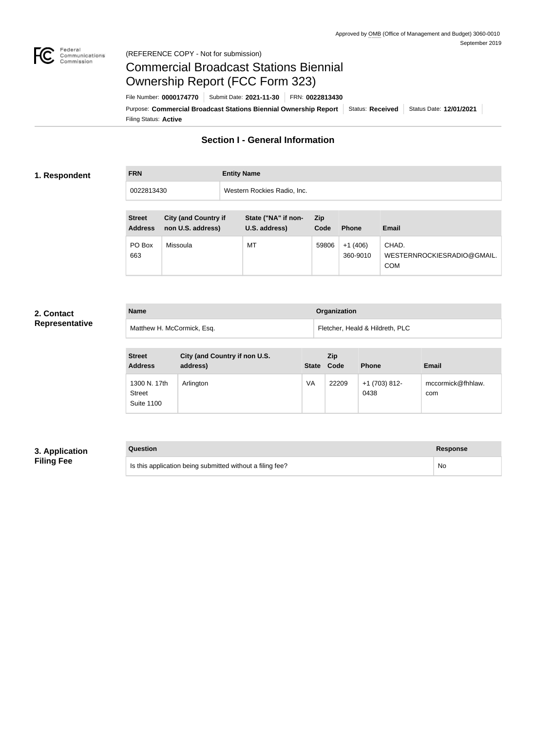Approved by OMB (Office of Management and Budget) 3060-0010
September 2019

(REFERENCE COPY - Not for submission)

# Commercial Broadcast Stations Biennial Ownership Report (FCC Form 323)

File Number: **0000174770** | Submit Date: **2021-11-30** | FRN: **0022813430**

Purpose: **Commercial Broadcast Stations Biennial Ownership Report** | Status: **Received** | Status Date: **12/01/2021**

Filing Status: **Active**

## Section I - General Information

### 1. Respondent

| FRN | Entity Name |
|---|---|
| 0022813430 | Western Rockies Radio, Inc. |

| Street Address | City (and Country if non U.S. address) | State ("NA" if non-U.S. address) | Zip Code | Phone | Email |
|---|---|---|---|---|---|
| PO Box 663 | Missoula | MT | 59806 | +1 (406) 360-9010 | CHAD.WESTERNROCKIESRADIO@GMAIL.COM |

### 2. Contact Representative

| Name | Organization |
|---|---|
| Matthew H. McCormick, Esq. | Fletcher, Heald & Hildreth, PLC |

| Street Address | City (and Country if non U.S. address) | State | Zip Code | Phone | Email |
|---|---|---|---|---|---|
| 1300 N. 17th Street Suite 1100 | Arlington | VA | 22209 | +1 (703) 812-0438 | mccormick@fhhlaw.com |

### 3. Application Filing Fee

| Question | Response |
|---|---|
| Is this application being submitted without a filing fee? | No |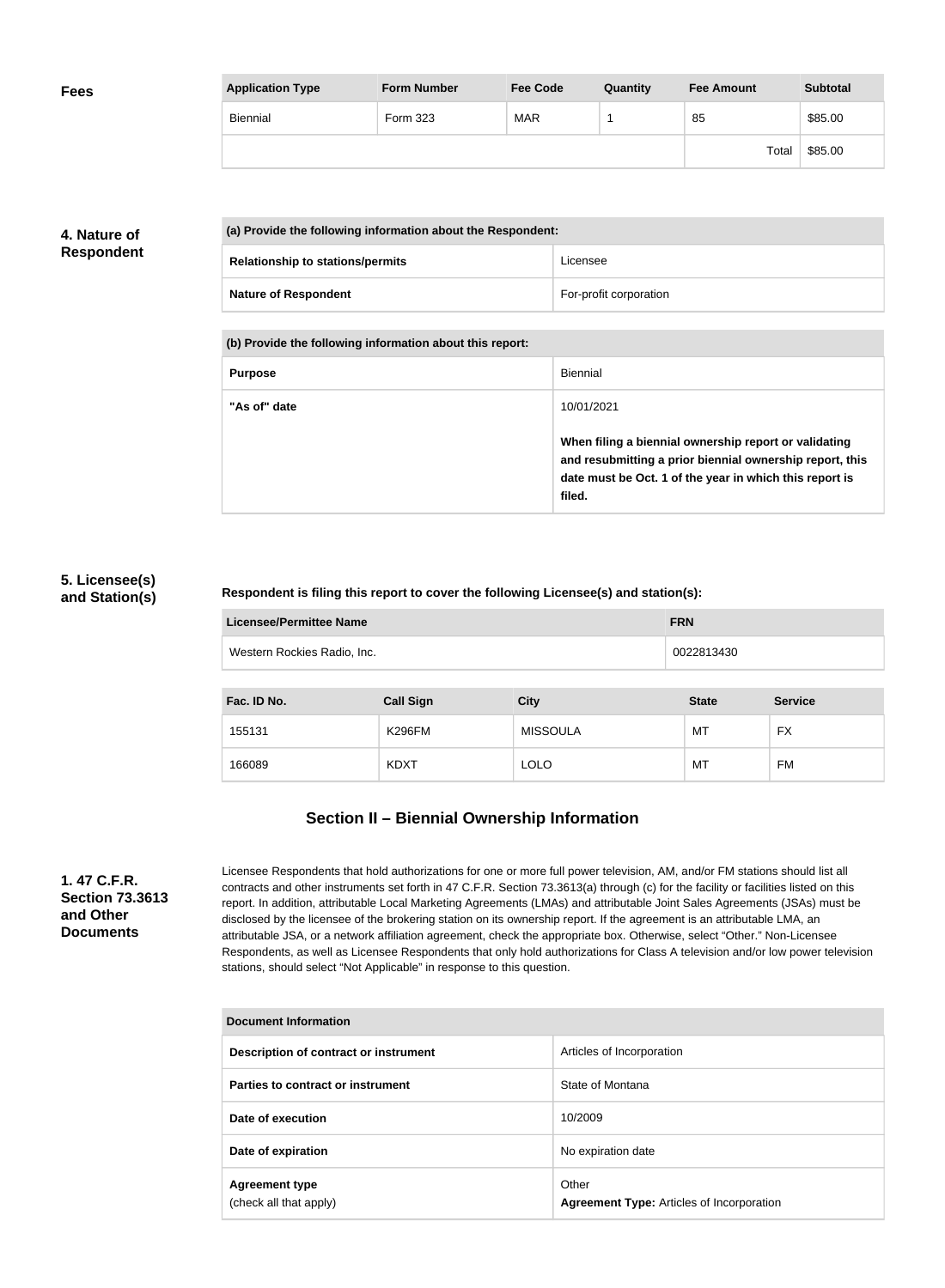**Fees**

| Application Type | Form Number | Fee Code | Quantity | Fee Amount | Subtotal |
| --- | --- | --- | --- | --- | --- |
| Biennial | Form 323 | MAR | 1 | 85 | $85.00 |
| | | | | Total | $85.00 |

**4. Nature of Respondent**

| (a) Provide the following information about the Respondent: | |
| --- | --- |
| Relationship to stations/permits | Licensee |
| Nature of Respondent | For-profit corporation |

| (b) Provide the following information about this report: | |
| --- | --- |
| Purpose | Biennial |
| "As of" date | 10/01/2021<br><br>**When filing a biennial ownership report or validating and resubmitting a prior biennial ownership report, this date must be Oct. 1 of the year in which this report is filed.** |

**5. Licensee(s) and Station(s)**

**Respondent is filing this report to cover the following Licensee(s) and station(s):**

| Licensee/Permittee Name | FRN |
| --- | --- |
| Western Rockies Radio, Inc. | 0022813430 |

| Fac. ID No. | Call Sign | City | State | Service |
| --- | --- | --- | --- | --- |
| 155131 | K296FM | MISSOULA | MT | FX |
| 166089 | KDXT | LOLO | MT | FM |

## Section II – Biennial Ownership Information

**1. 47 C.F.R. Section 73.3613 and Other Documents**

Licensee Respondents that hold authorizations for one or more full power television, AM, and/or FM stations should list all contracts and other instruments set forth in 47 C.F.R. Section 73.3613(a) through (c) for the facility or facilities listed on this report. In addition, attributable Local Marketing Agreements (LMAs) and attributable Joint Sales Agreements (JSAs) must be disclosed by the licensee of the brokering station on its ownership report. If the agreement is an attributable LMA, an attributable JSA, or a network affiliation agreement, check the appropriate box. Otherwise, select "Other." Non-Licensee Respondents, as well as Licensee Respondents that only hold authorizations for Class A television and/or low power television stations, should select "Not Applicable" in response to this question.

| Document Information | |
| --- | --- |
| Description of contract or instrument | Articles of Incorporation |
| Parties to contract or instrument | State of Montana |
| Date of execution | 10/2009 |
| Date of expiration | No expiration date |
| Agreement type<br>(check all that apply) | Other<br>**Agreement Type:** Articles of Incorporation |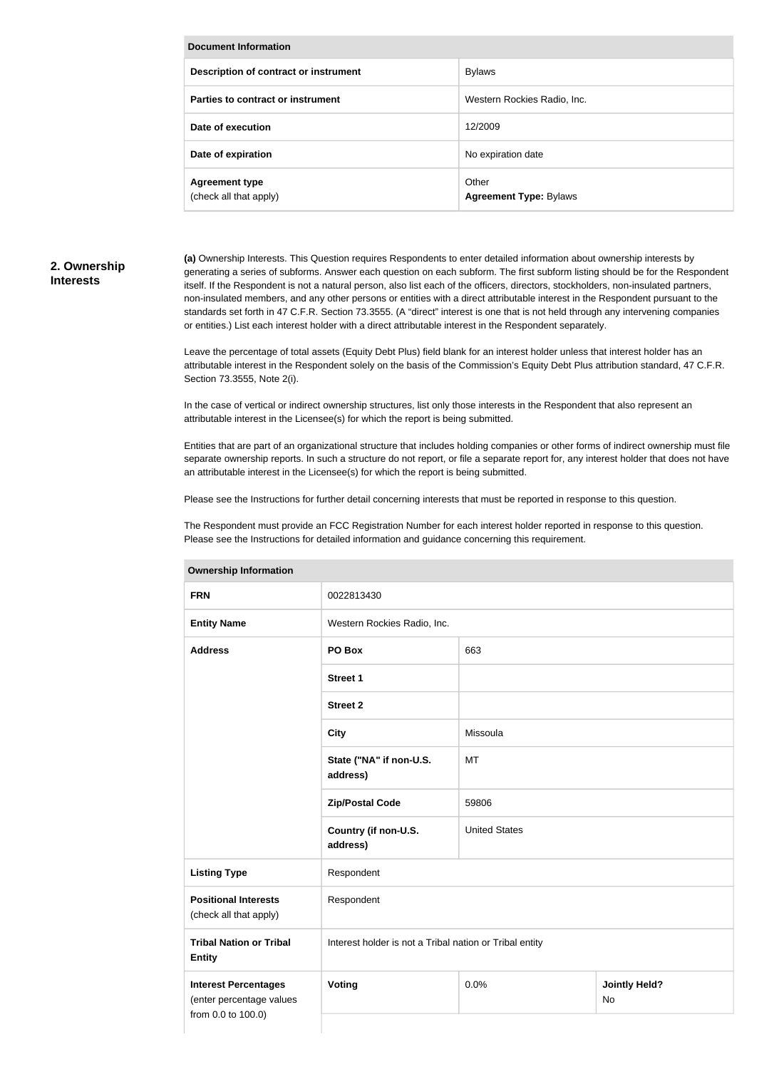| Document Information | |
| --- | --- |
| **Description of contract or instrument** | Bylaws |
| **Parties to contract or instrument** | Western Rockies Radio, Inc. |
| **Date of execution** | 12/2009 |
| **Date of expiration** | No expiration date |
| **Agreement type** (check all that apply) | Other **Agreement Type:** Bylaws |

## 2. Ownership Interests

**(a)** Ownership Interests. This Question requires Respondents to enter detailed information about ownership interests by generating a series of subforms. Answer each question on each subform. The first subform listing should be for the Respondent itself. If the Respondent is not a natural person, also list each of the officers, directors, stockholders, non-insulated partners, non-insulated members, and any other persons or entities with a direct attributable interest in the Respondent pursuant to the standards set forth in 47 C.F.R. Section 73.3555. (A "direct" interest is one that is not held through any intervening companies or entities.) List each interest holder with a direct attributable interest in the Respondent separately.

Leave the percentage of total assets (Equity Debt Plus) field blank for an interest holder unless that interest holder has an attributable interest in the Respondent solely on the basis of the Commission's Equity Debt Plus attribution standard, 47 C.F.R. Section 73.3555, Note 2(i).

In the case of vertical or indirect ownership structures, list only those interests in the Respondent that also represent an attributable interest in the Licensee(s) for which the report is being submitted.

Entities that are part of an organizational structure that includes holding companies or other forms of indirect ownership must file separate ownership reports. In such a structure do not report, or file a separate report for, any interest holder that does not have an attributable interest in the Licensee(s) for which the report is being submitted.

Please see the Instructions for further detail concerning interests that must be reported in response to this question.

The Respondent must provide an FCC Registration Number for each interest holder reported in response to this question. Please see the Instructions for detailed information and guidance concerning this requirement.

| Ownership Information | | | |
| --- | --- | --- | --- |
| **FRN** | 0022813430 | | |
| **Entity Name** | Western Rockies Radio, Inc. | | |
| **Address** | **PO Box** | 663 | |
| | **Street 1** | | |
| | **Street 2** | | |
| | **City** | Missoula | |
| | **State ("NA" if non-U.S. address)** | MT | |
| | **Zip/Postal Code** | 59806 | |
| | **Country (if non-U.S. address)** | United States | |
| **Listing Type** | Respondent | | |
| **Positional Interests** (check all that apply) | Respondent | | |
| **Tribal Nation or Tribal Entity** | Interest holder is not a Tribal nation or Tribal entity | | |
| **Interest Percentages** (enter percentage values from 0.0 to 100.0) | **Voting** | 0.0% | **Jointly Held?** No |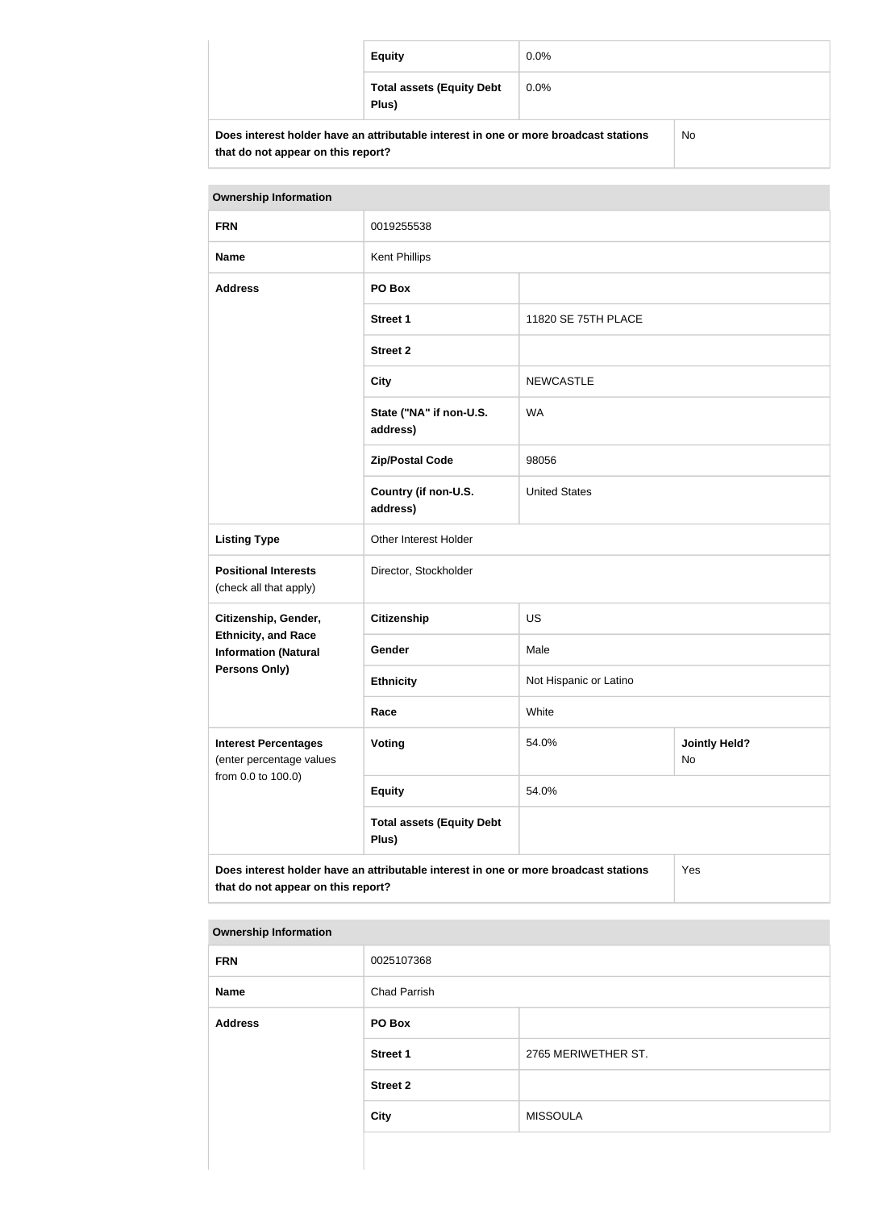| | | |
|---|---|---|
| | **Equity** | 0.0% |
| | **Total assets (Equity Debt Plus)** | 0.0% |
| **Does interest holder have an attributable interest in one or more broadcast stations that do not appear on this report?** | | No |

| **Ownership Information** | | | |
|---|---|---|---|
| **FRN** | 0019255538 | | |
| **Name** | Kent Phillips | | |
| **Address** | **PO Box** | | |
| | **Street 1** | 11820 SE 75TH PLACE | |
| | **Street 2** | | |
| | **City** | NEWCASTLE | |
| | **State ("NA" if non-U.S. address)** | WA | |
| | **Zip/Postal Code** | 98056 | |
| | **Country (if non-U.S. address)** | United States | |
| **Listing Type** | Other Interest Holder | | |
| **Positional Interests** (check all that apply) | Director, Stockholder | | |
| **Citizenship, Gender, Ethnicity, and Race Information (Natural Persons Only)** | **Citizenship** | US | |
| | **Gender** | Male | |
| | **Ethnicity** | Not Hispanic or Latino | |
| | **Race** | White | |
| **Interest Percentages** (enter percentage values from 0.0 to 100.0) | **Voting** | 54.0% | **Jointly Held?** No |
| | **Equity** | 54.0% | |
| | **Total assets (Equity Debt Plus)** | | |
| **Does interest holder have an attributable interest in one or more broadcast stations that do not appear on this report?** | | | Yes |

| **Ownership Information** | | |
|---|---|---|
| **FRN** | 0025107368 | |
| **Name** | Chad Parrish | |
| **Address** | **PO Box** | |
| | **Street 1** | 2765 MERIWETHER ST. |
| | **Street 2** | |
| | **City** | MISSOULA |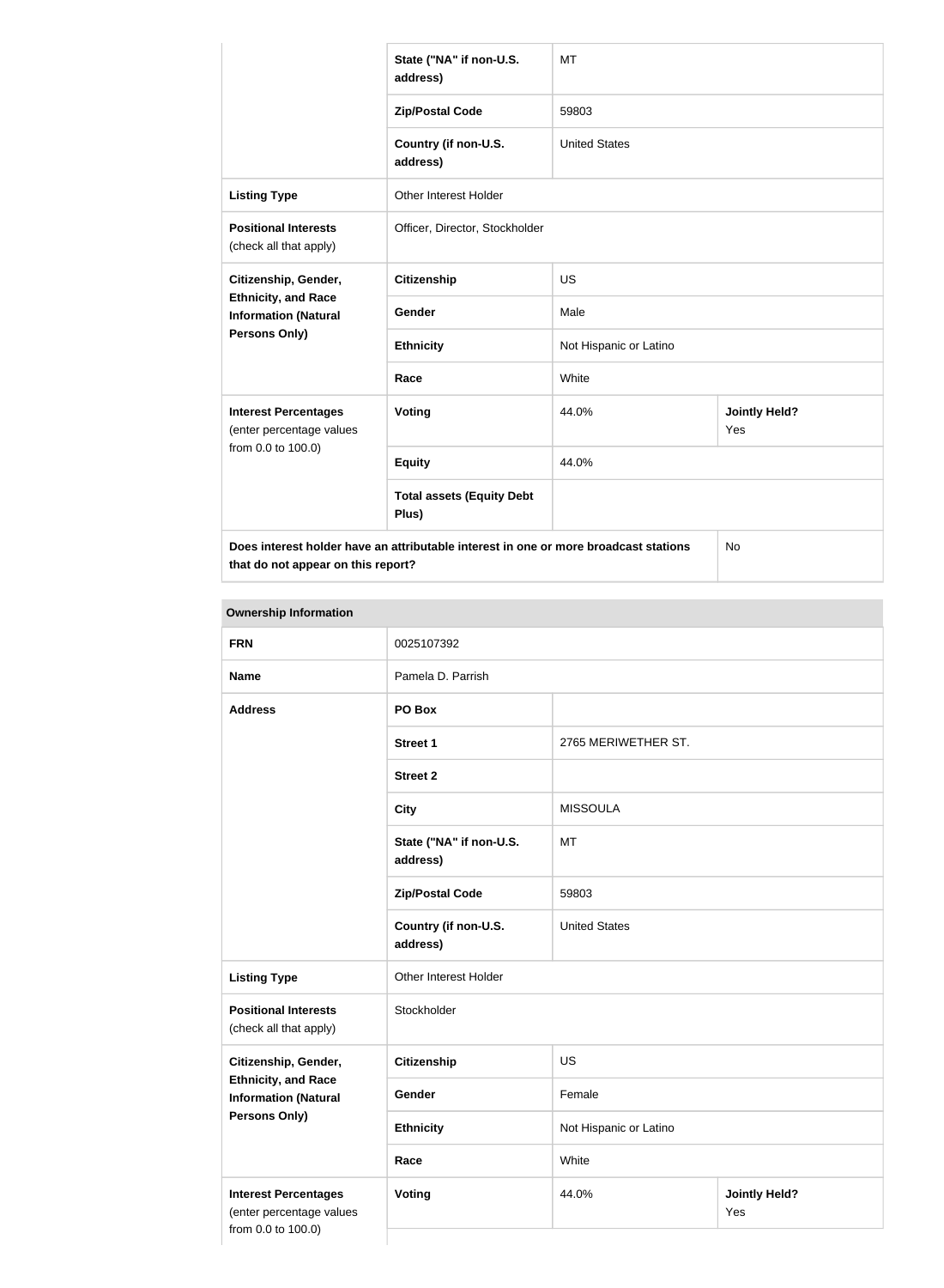| | | | |
|---|---|---|---|
| | State ("NA" if non-U.S. address) | MT | |
| | Zip/Postal Code | 59803 | |
| | Country (if non-U.S. address) | United States | |
| **Listing Type** | Other Interest Holder | | |
| **Positional Interests** (check all that apply) | Officer, Director, Stockholder | | |
| **Citizenship, Gender, Ethnicity, and Race Information (Natural Persons Only)** | **Citizenship** | US | |
| | **Gender** | Male | |
| | **Ethnicity** | Not Hispanic or Latino | |
| | **Race** | White | |
| **Interest Percentages** (enter percentage values from 0.0 to 100.0) | **Voting** | 44.0% | **Jointly Held?** Yes |
| | **Equity** | 44.0% | |
| | **Total assets (Equity Debt Plus)** | | |
| **Does interest holder have an attributable interest in one or more broadcast stations that do not appear on this report?** | | | No |

| **Ownership Information** | | | |
|---|---|---|---|
| **FRN** | 0025107392 | | |
| **Name** | Pamela D. Parrish | | |
| **Address** | **PO Box** | | |
| | **Street 1** | 2765 MERIWETHER ST. | |
| | **Street 2** | | |
| | **City** | MISSOULA | |
| | **State ("NA" if non-U.S. address)** | MT | |
| | **Zip/Postal Code** | 59803 | |
| | **Country (if non-U.S. address)** | United States | |
| **Listing Type** | Other Interest Holder | | |
| **Positional Interests** (check all that apply) | Stockholder | | |
| **Citizenship, Gender, Ethnicity, and Race Information (Natural Persons Only)** | **Citizenship** | US | |
| | **Gender** | Female | |
| | **Ethnicity** | Not Hispanic or Latino | |
| | **Race** | White | |
| **Interest Percentages** (enter percentage values from 0.0 to 100.0) | **Voting** | 44.0% | **Jointly Held?** Yes |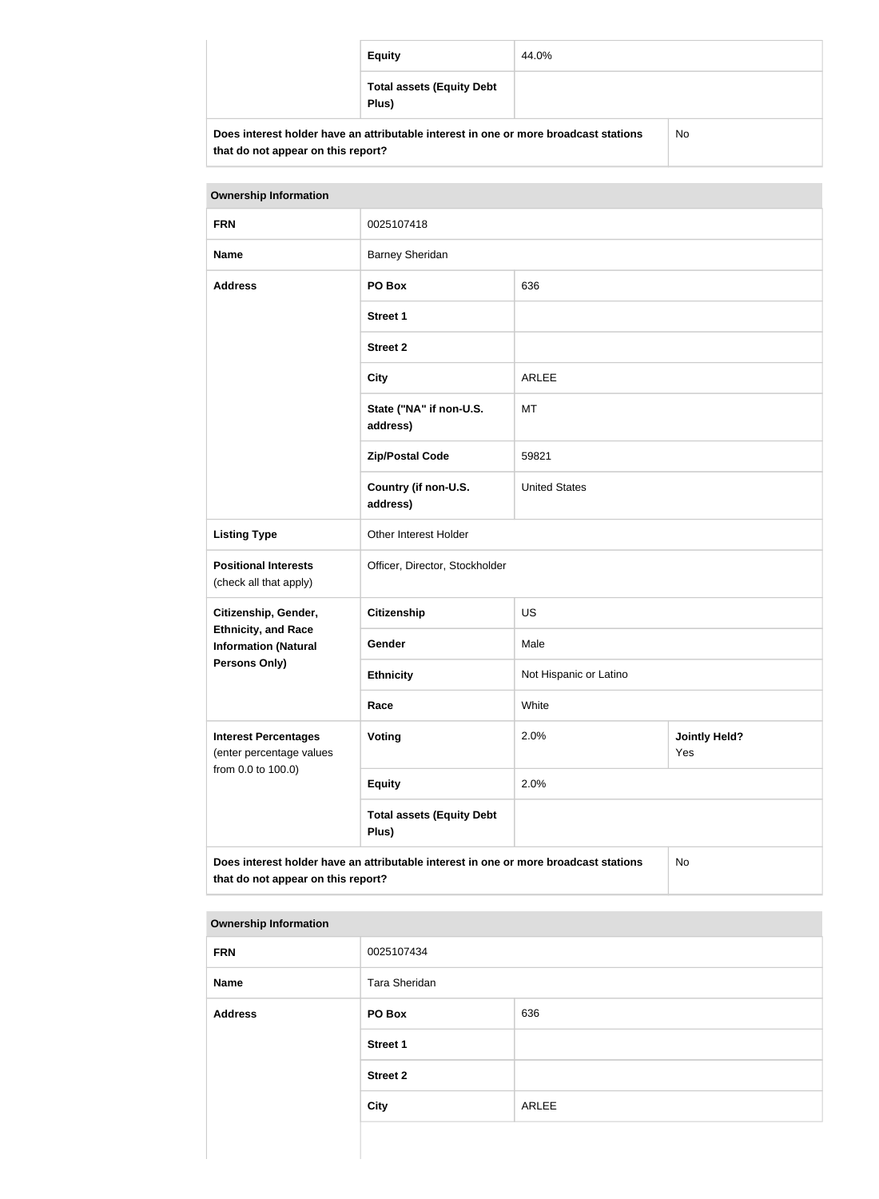| | | |
|---|---|---|
| | **Equity** | 44.0% |
| | **Total assets (Equity Debt Plus)** | |
| **Does interest holder have an attributable interest in one or more broadcast stations that do not appear on this report?** | | No |

| **Ownership Information** | | | |
|---|---|---|---|
| **FRN** | 0025107418 | | |
| **Name** | Barney Sheridan | | |
| **Address** | **PO Box** | 636 | |
| | **Street 1** | | |
| | **Street 2** | | |
| | **City** | ARLEE | |
| | **State ("NA" if non-U.S. address)** | MT | |
| | **Zip/Postal Code** | 59821 | |
| | **Country (if non-U.S. address)** | United States | |
| **Listing Type** | Other Interest Holder | | |
| **Positional Interests** (check all that apply) | Officer, Director, Stockholder | | |
| **Citizenship, Gender, Ethnicity, and Race Information (Natural Persons Only)** | **Citizenship** | US | |
| | **Gender** | Male | |
| | **Ethnicity** | Not Hispanic or Latino | |
| | **Race** | White | |
| **Interest Percentages** (enter percentage values from 0.0 to 100.0) | **Voting** | 2.0% | **Jointly Held?** Yes |
| | **Equity** | 2.0% | |
| | **Total assets (Equity Debt Plus)** | | |
| **Does interest holder have an attributable interest in one or more broadcast stations that do not appear on this report?** | | | No |

| **Ownership Information** | | |
|---|---|---|
| **FRN** | 0025107434 | |
| **Name** | Tara Sheridan | |
| **Address** | **PO Box** | 636 |
| | **Street 1** | |
| | **Street 2** | |
| | **City** | ARLEE |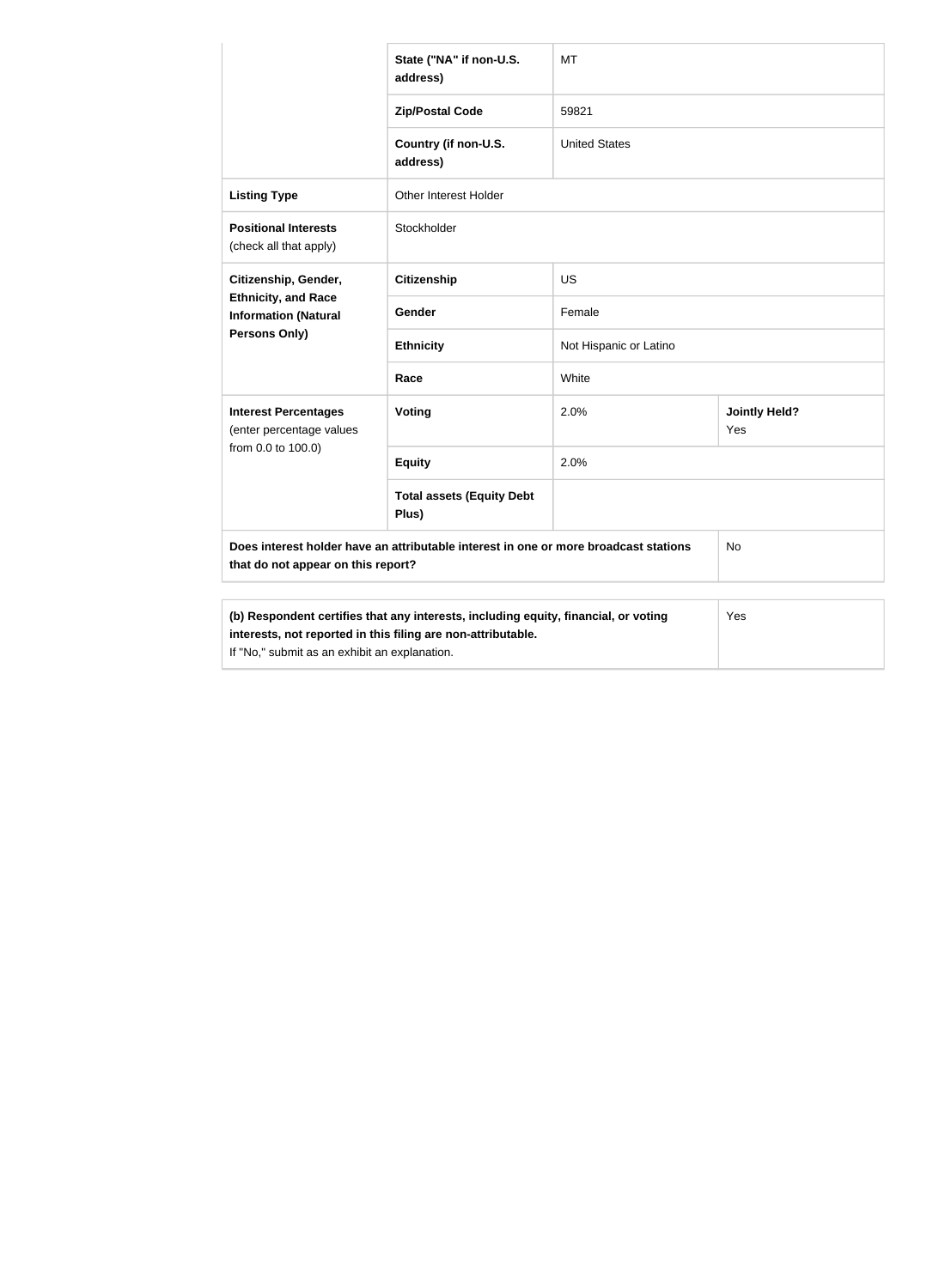| | | | |
|---|---|---|---|
| | **State ("NA" if non-U.S. address)** | MT | |
| | **Zip/Postal Code** | 59821 | |
| | **Country (if non-U.S. address)** | United States | |
| **Listing Type** | Other Interest Holder | | |
| **Positional Interests** (check all that apply) | Stockholder | | |
| **Citizenship, Gender, Ethnicity, and Race Information (Natural Persons Only)** | **Citizenship** | US | |
| | **Gender** | Female | |
| | **Ethnicity** | Not Hispanic or Latino | |
| | **Race** | White | |
| **Interest Percentages** (enter percentage values from 0.0 to 100.0) | **Voting** | 2.0% | **Jointly Held?** Yes |
| | **Equity** | 2.0% | |
| | **Total assets (Equity Debt Plus)** | | |
| **Does interest holder have an attributable interest in one or more broadcast stations that do not appear on this report?** | | | No |

| | |
|---|---|
| **(b) Respondent certifies that any interests, including equity, financial, or voting interests, not reported in this filing are non-attributable.** If "No," submit as an exhibit an explanation. | Yes |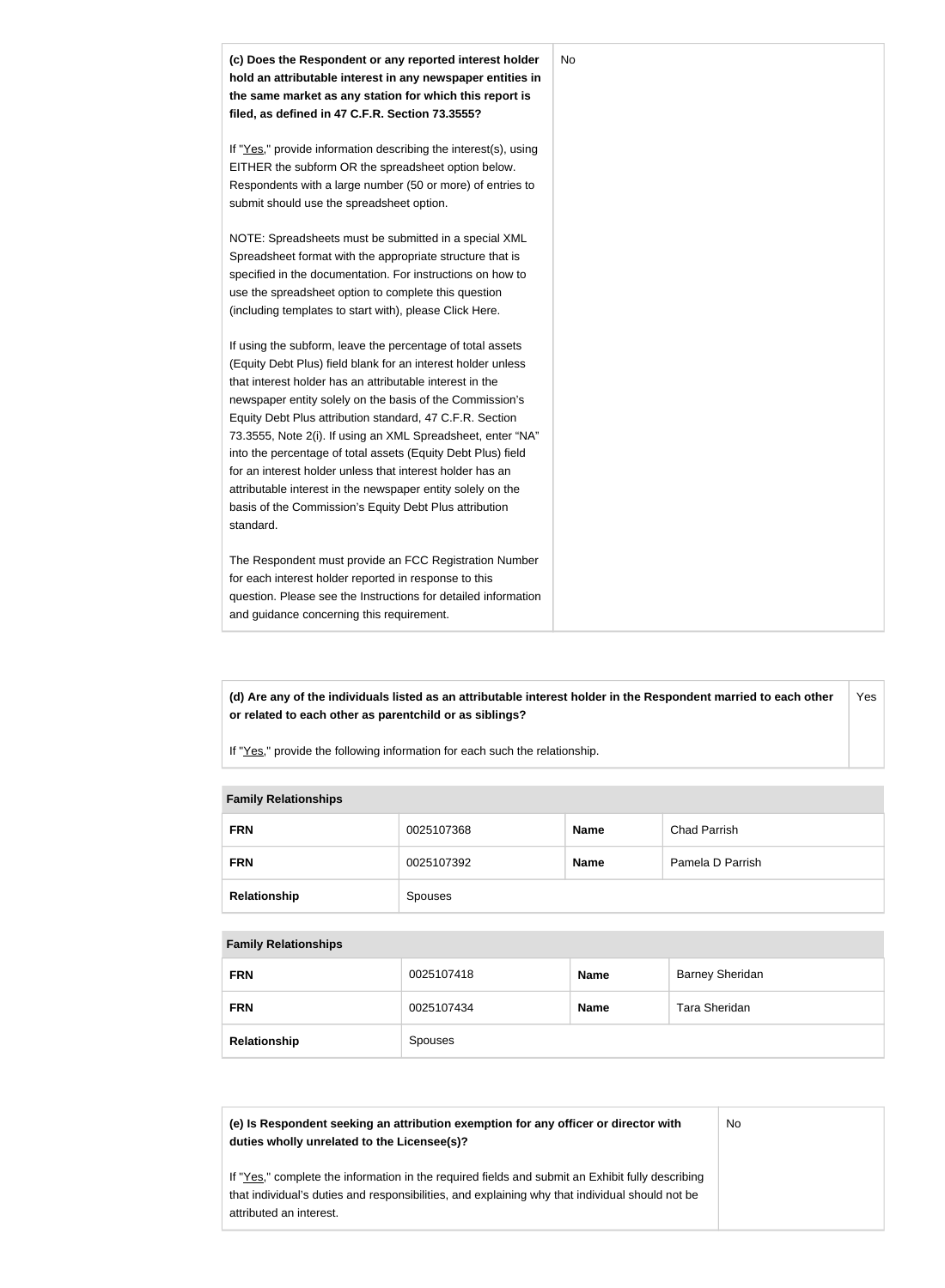| **(c) Does the Respondent or any reported interest holder hold an attributable interest in any newspaper entities in the same market as any station for which this report is filed, as defined in 47 C.F.R. Section 73.3555?**<br><br>If "Yes," provide information describing the interest(s), using EITHER the subform OR the spreadsheet option below. Respondents with a large number (50 or more) of entries to submit should use the spreadsheet option.<br><br>NOTE: Spreadsheets must be submitted in a special XML Spreadsheet format with the appropriate structure that is specified in the documentation. For instructions on how to use the spreadsheet option to complete this question (including templates to start with), please Click Here.<br><br>If using the subform, leave the percentage of total assets (Equity Debt Plus) field blank for an interest holder unless that interest holder has an attributable interest in the newspaper entity solely on the basis of the Commission's Equity Debt Plus attribution standard, 47 C.F.R. Section 73.3555, Note 2(i). If using an XML Spreadsheet, enter "NA" into the percentage of total assets (Equity Debt Plus) field for an interest holder unless that interest holder has an attributable interest in the newspaper entity solely on the basis of the Commission's Equity Debt Plus attribution standard.<br><br>The Respondent must provide an FCC Registration Number for each interest holder reported in response to this question. Please see the Instructions for detailed information and guidance concerning this requirement. | No |
|---|---|

| **(d) Are any of the individuals listed as an attributable interest holder in the Respondent married to each other or related to each other as parentchild or as siblings?**<br><br>If "Yes," provide the following information for each such the relationship. | Yes |
|---|---|

**Family Relationships**

| **FRN** | 0025107368 | **Name** | Chad Parrish |
|---|---|---|---|
| **FRN** | 0025107392 | **Name** | Pamela D Parrish |
| **Relationship** | Spouses | | |

**Family Relationships**

| **FRN** | 0025107418 | **Name** | Barney Sheridan |
|---|---|---|---|
| **FRN** | 0025107434 | **Name** | Tara Sheridan |
| **Relationship** | Spouses | | |

| **(e) Is Respondent seeking an attribution exemption for any officer or director with duties wholly unrelated to the Licensee(s)?**<br><br>If "Yes," complete the information in the required fields and submit an Exhibit fully describing that individual's duties and responsibilities, and explaining why that individual should not be attributed an interest. | No |
|---|---|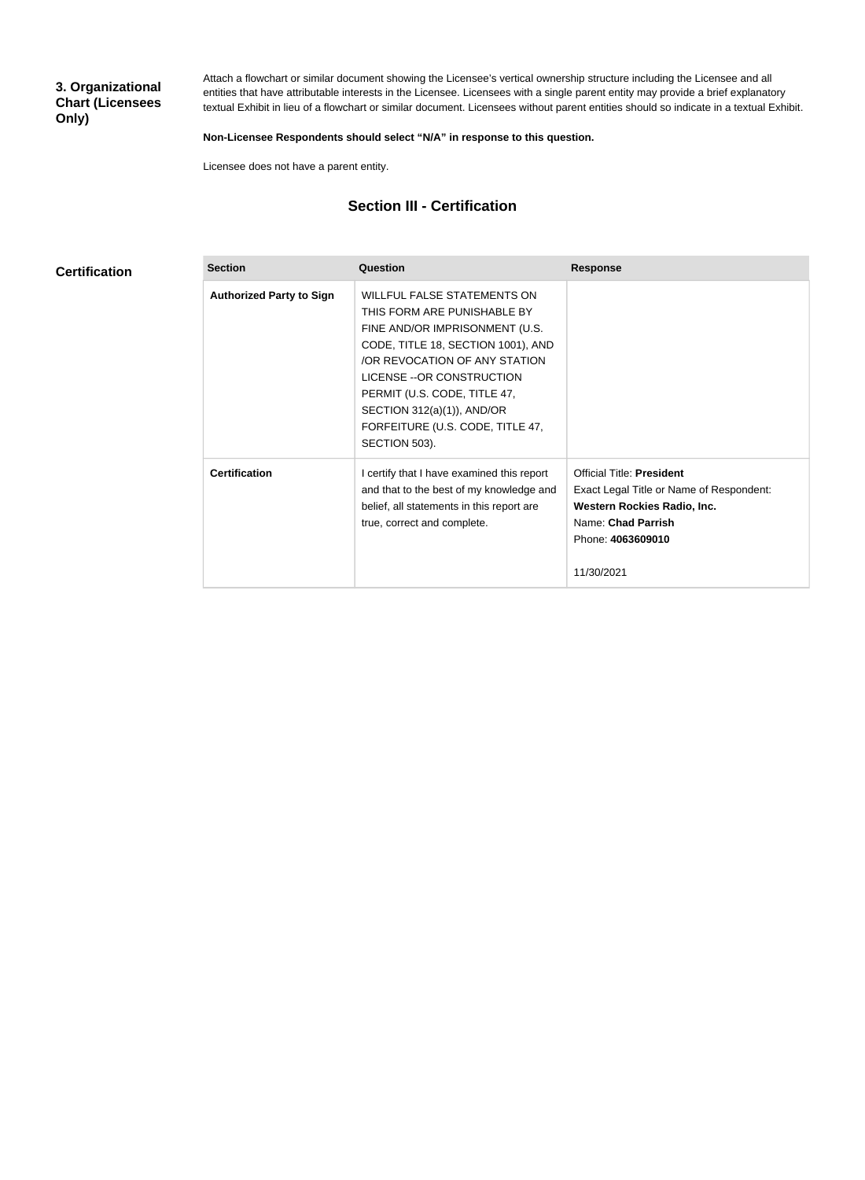**3. Organizational Chart (Licensees Only)**

Attach a flowchart or similar document showing the Licensee's vertical ownership structure including the Licensee and all entities that have attributable interests in the Licensee. Licensees with a single parent entity may provide a brief explanatory textual Exhibit in lieu of a flowchart or similar document. Licensees without parent entities should so indicate in a textual Exhibit.

**Non-Licensee Respondents should select "N/A" in response to this question.**

Licensee does not have a parent entity.

## Section III - Certification

**Certification**

| Section | Question | Response |
| --- | --- | --- |
| **Authorized Party to Sign** | WILLFUL FALSE STATEMENTS ON THIS FORM ARE PUNISHABLE BY FINE AND/OR IMPRISONMENT (U.S. CODE, TITLE 18, SECTION 1001), AND /OR REVOCATION OF ANY STATION LICENSE --OR CONSTRUCTION PERMIT (U.S. CODE, TITLE 47, SECTION 312(a)(1)), AND/OR FORFEITURE (U.S. CODE, TITLE 47, SECTION 503). | |
| **Certification** | I certify that I have examined this report and that to the best of my knowledge and belief, all statements in this report are true, correct and complete. | Official Title: **President**<br>Exact Legal Title or Name of Respondent: **Western Rockies Radio, Inc.**<br>Name: **Chad Parrish**<br>Phone: **4063609010**<br><br>11/30/2021 |